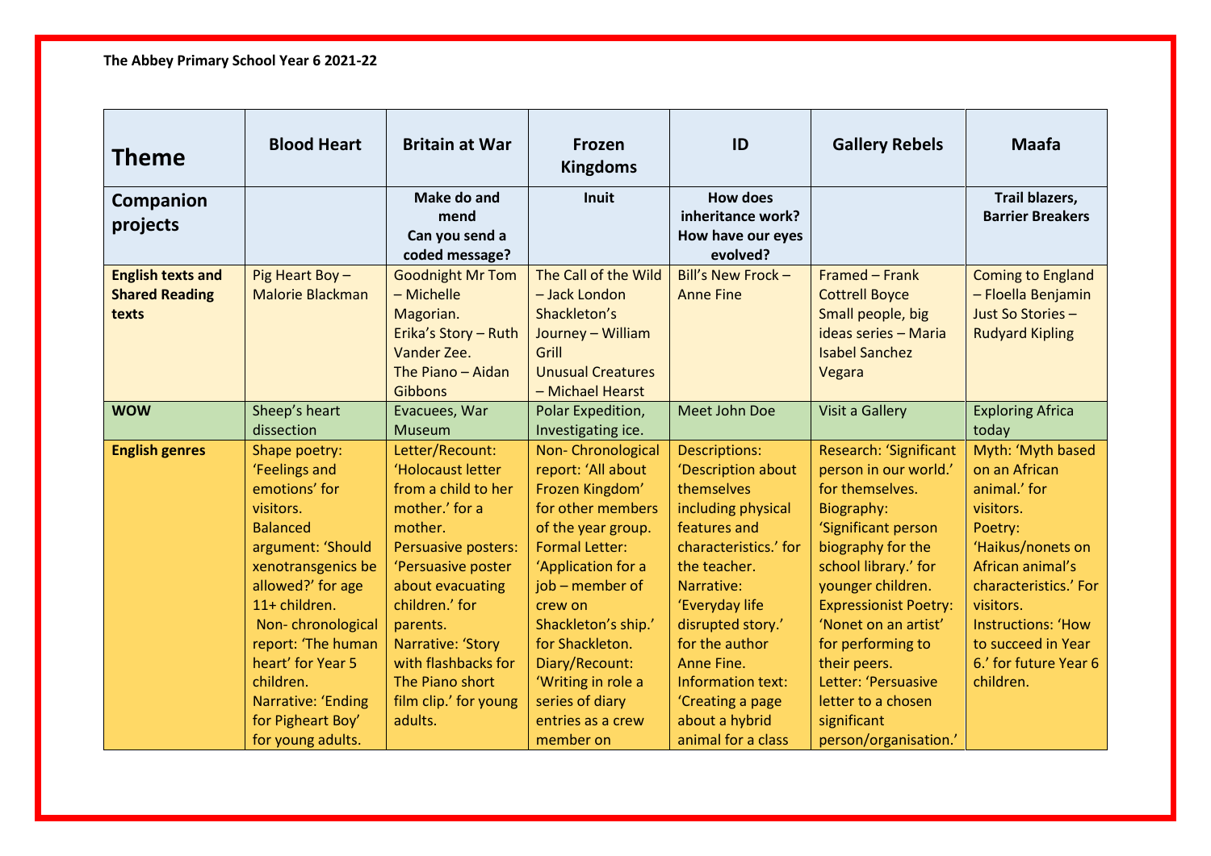**The Abbey Primary School Year 6 2021-22**

| **Theme** | **Blood Heart** | **Britain at War** | **Frozen Kingdoms** | **ID** | **Gallery Rebels** | **Maafa** |
|---|---|---|---|---|---|---|
| **Companion projects** | | **Make do and mend** **Can you send a coded message?** | **Inuit** | **How does inheritance work? How have our eyes evolved?** | | **Trail blazers, Barrier Breakers** |
| **English texts and Shared Reading texts** | Pig Heart Boy – Malorie Blackman | Goodnight Mr Tom – Michelle Magorian. Erika's Story – Ruth Vander Zee. The Piano – Aidan Gibbons | The Call of the Wild – Jack London Shackleton's Journey – William Grill Unusual Creatures – Michael Hearst | Bill's New Frock – Anne Fine | Framed – Frank Cottrell Boyce Small people, big ideas series – Maria Isabel Sanchez Vegara | Coming to England – Floella Benjamin Just So Stories – Rudyard Kipling |
| **WOW** | Sheep's heart dissection | Evacuees, War Museum | Polar Expedition, Investigating ice. | Meet John Doe | Visit a Gallery | Exploring Africa today |
| **English genres** | Shape poetry: 'Feelings and emotions' for visitors. Balanced argument: 'Should xenotransgenics be allowed?' for age 11+ children. Non- chronological report: 'The human heart' for Year 5 children. Narrative: 'Ending for Pigheart Boy' for young adults. | Letter/Recount: 'Holocaust letter from a child to her mother.' for a mother. Persuasive posters: 'Persuasive poster about evacuating children.' for parents. Narrative: 'Story with flashbacks for The Piano short film clip.' for young adults. | Non- Chronological report: 'All about Frozen Kingdom' for other members of the year group. Formal Letter: 'Application for a job – member of crew on Shackleton's ship.' for Shackleton. Diary/Recount: 'Writing in role a series of diary entries as a crew member on | Descriptions: 'Description about themselves including physical features and characteristics.' for the teacher. Narrative: 'Everyday life disrupted story.' for the author Anne Fine. Information text: 'Creating a page about a hybrid animal for a class | Research: 'Significant person in our world.' for themselves. Biography: 'Significant person biography for the school library.' for younger children. Expressionist Poetry: 'Nonet on an artist' for performing to their peers. Letter: 'Persuasive letter to a chosen significant person/organisation.' | Myth: 'Myth based on an African animal.' for visitors. Poetry: 'Haikus/nonets on African animal's characteristics.' For visitors. Instructions: 'How to succeed in Year 6.' for future Year 6 children. |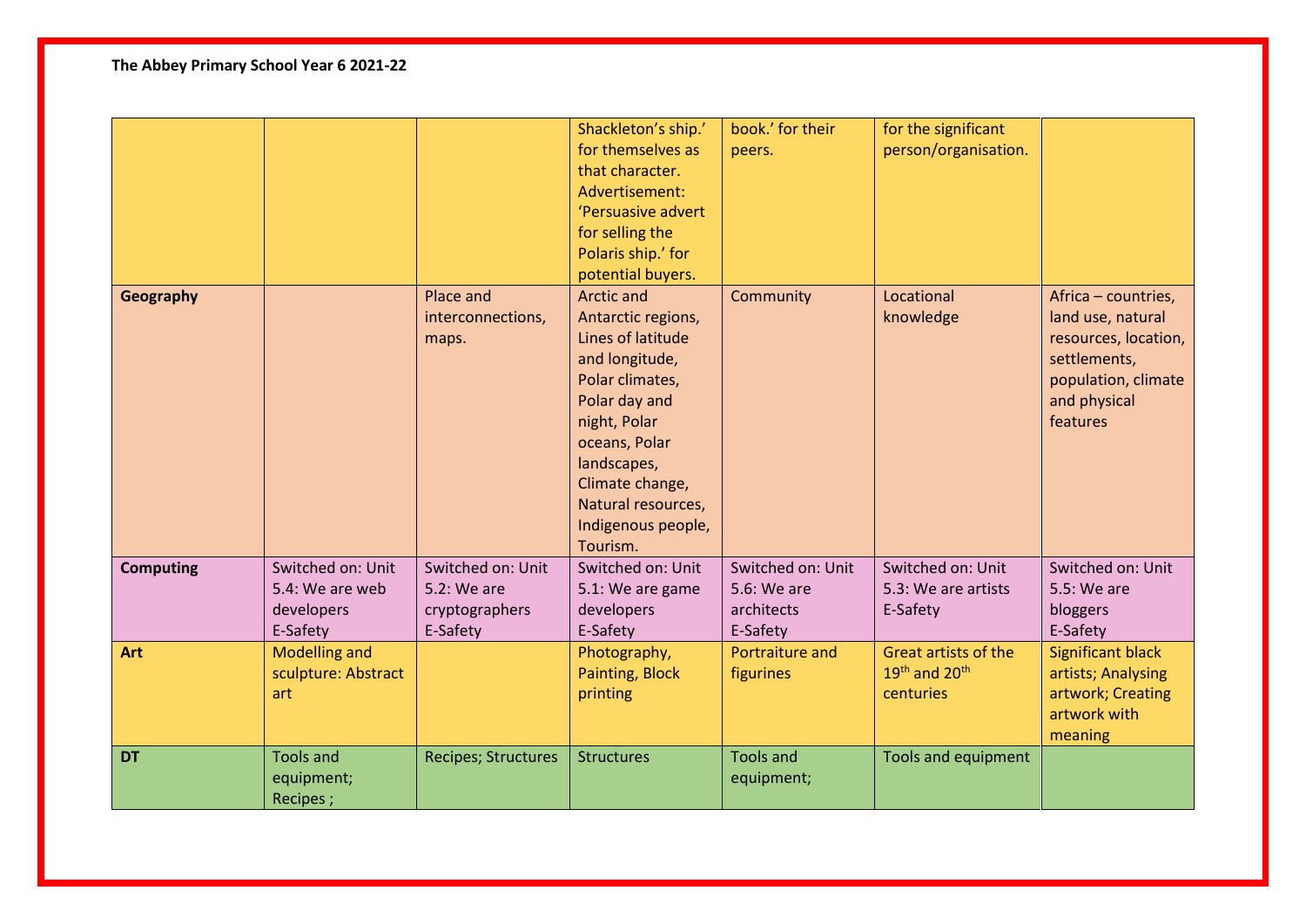**The Abbey Primary School Year 6 2021-22**

| | | | | | | |
|---|---|---|---|---|---|---|
| | | | Shackleton's ship.' for themselves as that character. Advertisement: 'Persuasive advert for selling the Polaris ship.' for potential buyers. | book.' for their peers. | for the significant person/organisation. | |
| **Geography** | | Place and interconnections, maps. | Arctic and Antarctic regions, Lines of latitude and longitude, Polar climates, Polar day and night, Polar oceans, Polar landscapes, Climate change, Natural resources, Indigenous people, Tourism. | Community | Locational knowledge | Africa – countries, land use, natural resources, location, settlements, population, climate and physical features |
| **Computing** | Switched on: Unit 5.4: We are web developers E-Safety | Switched on: Unit 5.2: We are cryptographers E-Safety | Switched on: Unit 5.1: We are game developers E-Safety | Switched on: Unit 5.6: We are architects E-Safety | Switched on: Unit 5.3: We are artists E-Safety | Switched on: Unit 5.5: We are bloggers E-Safety |
| **Art** | Modelling and sculpture: Abstract art | | Photography, Painting, Block printing | Portraiture and figurines | Great artists of the 19th and 20th centuries | Significant black artists; Analysing artwork; Creating artwork with meaning |
| **DT** | Tools and equipment; Recipes ; | Recipes; Structures | Structures | Tools and equipment; | Tools and equipment | |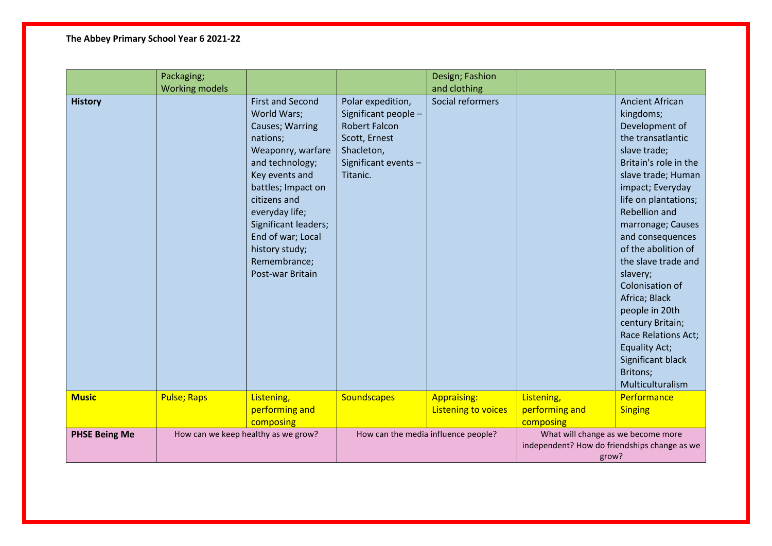**The Abbey Primary School Year 6 2021-22**

| | | | | | | |
|---|---|---|---|---|---|---|
| | Packaging; Working models | | | Design; Fashion and clothing | | |
| **History** | | First and Second World Wars; Causes; Warring nations; Weaponry, warfare and technology; Key events and battles; Impact on citizens and everyday life; Significant leaders; End of war; Local history study; Remembrance; Post-war Britain | Polar expedition, Significant people – Robert Falcon Scott, Ernest Shacleton, Significant events – Titanic. | Social reformers | | Ancient African kingdoms; Development of the transatlantic slave trade; Britain's role in the slave trade; Human impact; Everyday life on plantations; Rebellion and marronage; Causes and consequences of the abolition of the slave trade and slavery; Colonisation of Africa; Black people in 20th century Britain; Race Relations Act; Equality Act; Significant black Britons; Multiculturalism |
| **Music** | Pulse; Raps | Listening, performing and composing | Soundscapes | Appraising: Listening to voices | Listening, performing and composing | Performance Singing |
| **PHSE Being Me** | How can we keep healthy as we grow? | | How can the media influence people? | | What will change as we become more independent? How do friendships change as we grow? | |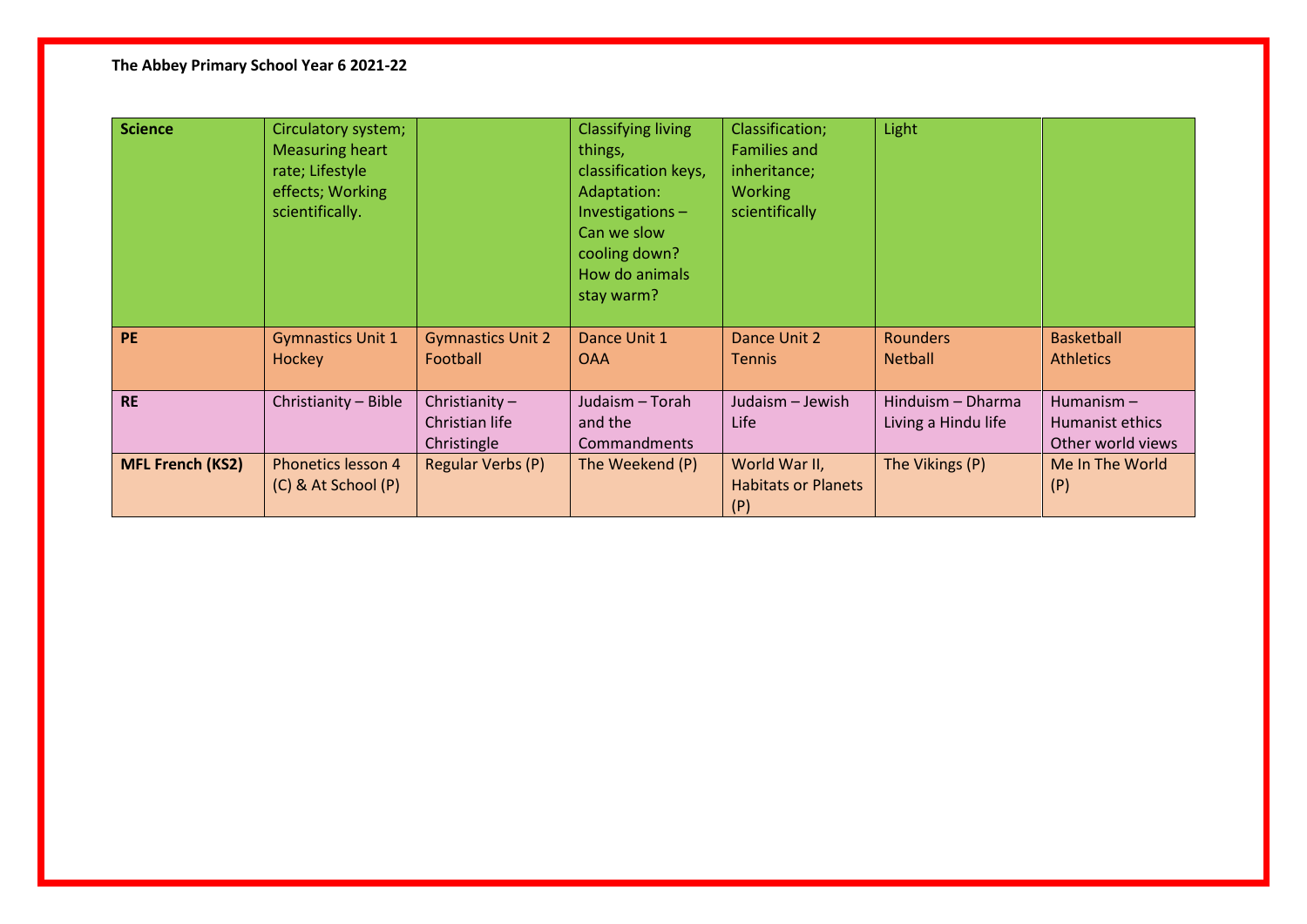**The Abbey Primary School Year 6 2021-22**

| **Science** | Circulatory system; Measuring heart rate; Lifestyle effects; Working scientifically. | | Classifying living things, classification keys, Adaptation: Investigations – Can we slow cooling down? How do animals stay warm? | Classification; Families and inheritance; Working scientifically | Light | |
|---|---|---|---|---|---|---|
| **PE** | Gymnastics Unit 1 Hockey | Gymnastics Unit 2 Football | Dance Unit 1 OAA | Dance Unit 2 Tennis | Rounders Netball | Basketball Athletics |
| **RE** | Christianity – Bible | Christianity – Christian life Christingle | Judaism – Torah and the Commandments | Judaism – Jewish Life | Hinduism – Dharma Living a Hindu life | Humanism – Humanist ethics Other world views |
| **MFL French (KS2)** | Phonetics lesson 4 (C) & At School (P) | Regular Verbs (P) | The Weekend (P) | World War II, Habitats or Planets (P) | The Vikings (P) | Me In The World (P) |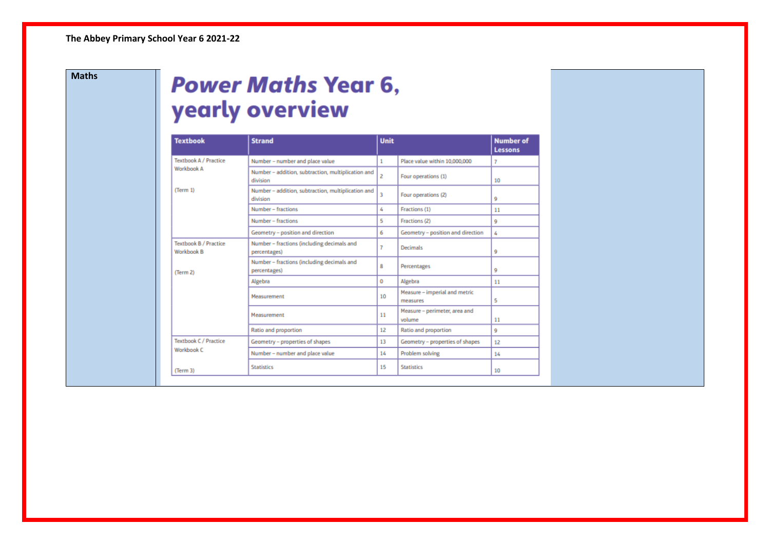**The Abbey Primary School Year 6 2021-22**

**Maths**

# *Power Maths* Year 6, yearly overview

| Textbook | Strand | Unit | | Number of Lessons |
|---|---|---|---|---|
| Textbook A / Practice Workbook A (Term 1) | Number – number and place value | 1 | Place value within 10,000,000 | 7 |
| | Number – addition, subtraction, multiplication and division | 2 | Four operations (1) | 10 |
| | Number – addition, subtraction, multiplication and division | 3 | Four operations (2) | 9 |
| | Number – fractions | 4 | Fractions (1) | 11 |
| | Number – fractions | 5 | Fractions (2) | 9 |
| | Geometry – position and direction | 6 | Geometry – position and direction | 4 |
| Textbook B / Practice Workbook B (Term 2) | Number – fractions (including decimals and percentages) | 7 | Decimals | 9 |
| | Number – fractions (including decimals and percentages) | 8 | Percentages | 9 |
| | Algebra | 0 | Algebra | 11 |
| | Measurement | 10 | Measure – imperial and metric measures | 5 |
| | Measurement | 11 | Measure – perimeter, area and volume | 11 |
| | Ratio and proportion | 12 | Ratio and proportion | 9 |
| Textbook C / Practice Workbook C (Term 3) | Geometry – properties of shapes | 13 | Geometry – properties of shapes | 12 |
| | Number – number and place value | 14 | Problem solving | 14 |
| | Statistics | 15 | Statistics | 10 |